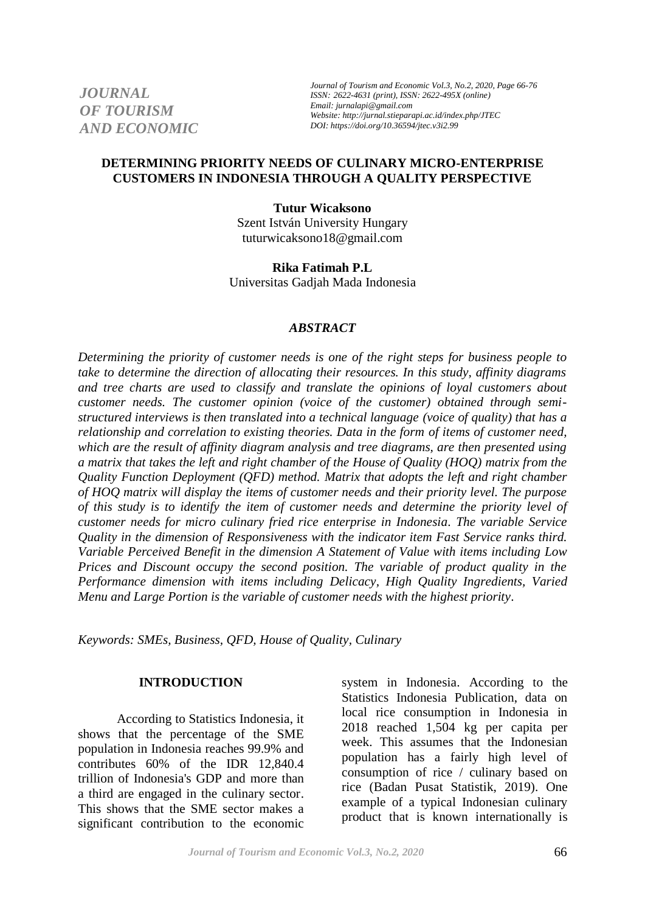# DETERMINING PRIORITY NEEDS OF CULINARY MICRO-ENTERPRISE CUSTOMERS IN INDONESIA THROUGH A QUALITY PERSPECTIVE

**Tutur Wicaksono**
Szent István University Hungary
tuturwicaksono18@gmail.com

**Rika Fatimah P.L**
Universitas Gadjah Mada Indonesia

## *ABSTRACT*

*Determining the priority of customer needs is one of the right steps for business people to take to determine the direction of allocating their resources. In this study, affinity diagrams and tree charts are used to classify and translate the opinions of loyal customers about customer needs. The customer opinion (voice of the customer) obtained through semi-structured interviews is then translated into a technical language (voice of quality) that has a relationship and correlation to existing theories. Data in the form of items of customer need, which are the result of affinity diagram analysis and tree diagrams, are then presented using a matrix that takes the left and right chamber of the House of Quality (HOQ) matrix from the Quality Function Deployment (QFD) method. Matrix that adopts the left and right chamber of HOQ matrix will display the items of customer needs and their priority level. The purpose of this study is to identify the item of customer needs and determine the priority level of customer needs for micro culinary fried rice enterprise in Indonesia. The variable Service Quality in the dimension of Responsiveness with the indicator item Fast Service ranks third. Variable Perceived Benefit in the dimension A Statement of Value with items including Low Prices and Discount occupy the second position. The variable of product quality in the Performance dimension with items including Delicacy, High Quality Ingredients, Varied Menu and Large Portion is the variable of customer needs with the highest priority.*

*Keywords: SMEs, Business, QFD, House of Quality, Culinary*

## INTRODUCTION

According to Statistics Indonesia, it shows that the percentage of the SME population in Indonesia reaches 99.9% and contributes 60% of the IDR 12,840.4 trillion of Indonesia's GDP and more than a third are engaged in the culinary sector. This shows that the SME sector makes a significant contribution to the economic system in Indonesia. According to the Statistics Indonesia Publication, data on local rice consumption in Indonesia in 2018 reached 1,504 kg per capita per week. This assumes that the Indonesian population has a fairly high level of consumption of rice / culinary based on rice (Badan Pusat Statistik, 2019). One example of a typical Indonesian culinary product that is known internationally is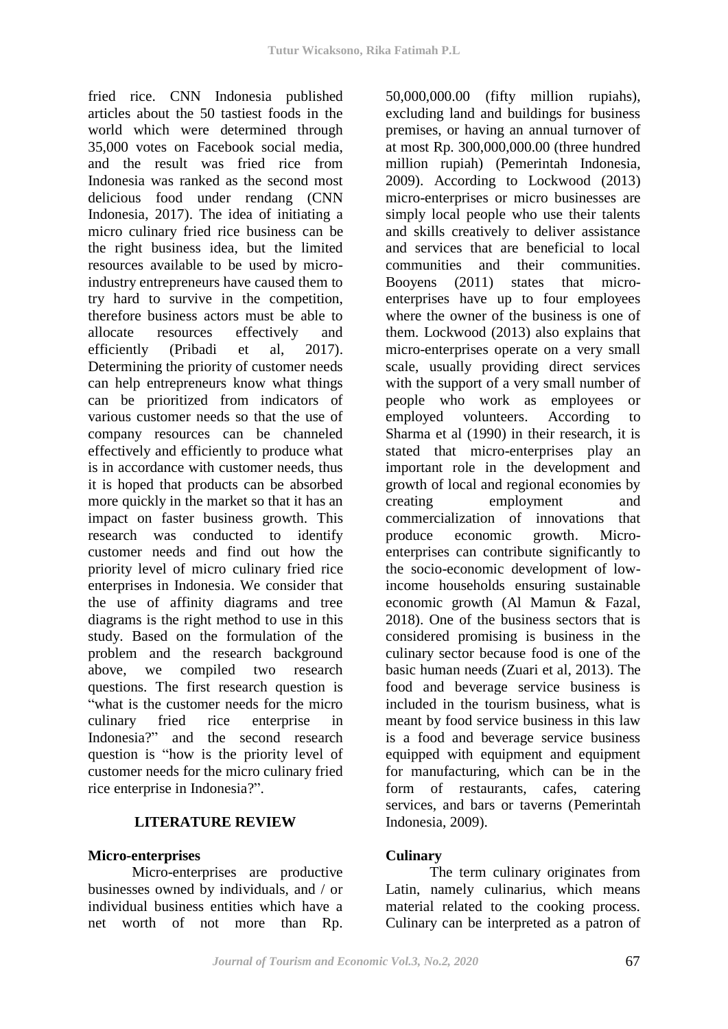fried rice. CNN Indonesia published articles about the 50 tastiest foods in the world which were determined through 35,000 votes on Facebook social media, and the result was fried rice from Indonesia was ranked as the second most delicious food under rendang (CNN Indonesia, 2017). The idea of initiating a micro culinary fried rice business can be the right business idea, but the limited resources available to be used by micro-industry entrepreneurs have caused them to try hard to survive in the competition, therefore business actors must be able to allocate resources effectively and efficiently (Pribadi et al, 2017). Determining the priority of customer needs can help entrepreneurs know what things can be prioritized from indicators of various customer needs so that the use of company resources can be channeled effectively and efficiently to produce what is in accordance with customer needs, thus it is hoped that products can be absorbed more quickly in the market so that it has an impact on faster business growth. This research was conducted to identify customer needs and find out how the priority level of micro culinary fried rice enterprises in Indonesia. We consider that the use of affinity diagrams and tree diagrams is the right method to use in this study. Based on the formulation of the problem and the research background above, we compiled two research questions. The first research question is "what is the customer needs for the micro culinary fried rice enterprise in Indonesia?" and the second research question is "how is the priority level of customer needs for the micro culinary fried rice enterprise in Indonesia?".

## LITERATURE REVIEW

### Micro-enterprises

Micro-enterprises are productive businesses owned by individuals, and / or individual business entities which have a net worth of not more than Rp. 50,000,000.00 (fifty million rupiahs), excluding land and buildings for business premises, or having an annual turnover of at most Rp. 300,000,000.00 (three hundred million rupiah) (Pemerintah Indonesia, 2009). According to Lockwood (2013) micro-enterprises or micro businesses are simply local people who use their talents and skills creatively to deliver assistance and services that are beneficial to local communities and their communities. Booyens (2011) states that micro-enterprises have up to four employees where the owner of the business is one of them. Lockwood (2013) also explains that micro-enterprises operate on a very small scale, usually providing direct services with the support of a very small number of people who work as employees or employed volunteers. According to Sharma et al (1990) in their research, it is stated that micro-enterprises play an important role in the development and growth of local and regional economies by creating employment and commercialization of innovations that produce economic growth. Micro-enterprises can contribute significantly to the socio-economic development of low-income households ensuring sustainable economic growth (Al Mamun & Fazal, 2018). One of the business sectors that is considered promising is business in the culinary sector because food is one of the basic human needs (Zuari et al, 2013). The food and beverage service business is included in the tourism business, what is meant by food service business in this law is a food and beverage service business equipped with equipment and equipment for manufacturing, which can be in the form of restaurants, cafes, catering services, and bars or taverns (Pemerintah Indonesia, 2009).

### Culinary

The term culinary originates from Latin, namely culinarius, which means material related to the cooking process. Culinary can be interpreted as a patron of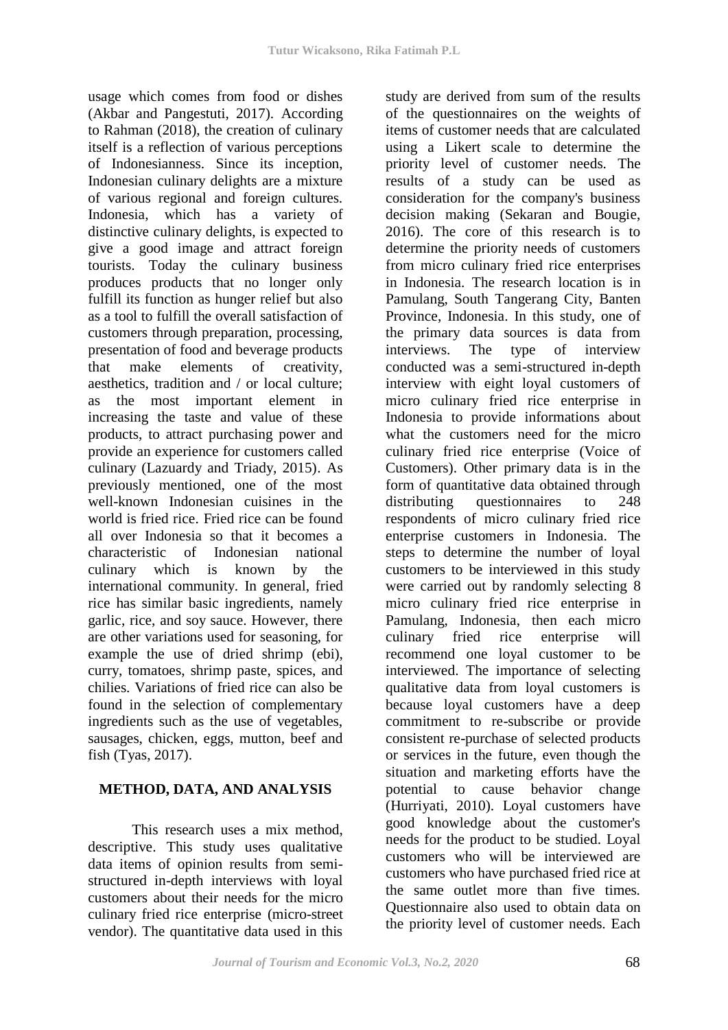usage which comes from food or dishes (Akbar and Pangestuti, 2017). According to Rahman (2018), the creation of culinary itself is a reflection of various perceptions of Indonesianness. Since its inception, Indonesian culinary delights are a mixture of various regional and foreign cultures. Indonesia, which has a variety of distinctive culinary delights, is expected to give a good image and attract foreign tourists. Today the culinary business produces products that no longer only fulfill its function as hunger relief but also as a tool to fulfill the overall satisfaction of customers through preparation, processing, presentation of food and beverage products that make elements of creativity, aesthetics, tradition and / or local culture; as the most important element in increasing the taste and value of these products, to attract purchasing power and provide an experience for customers called culinary (Lazuardy and Triady, 2015). As previously mentioned, one of the most well-known Indonesian cuisines in the world is fried rice. Fried rice can be found all over Indonesia so that it becomes a characteristic of Indonesian national culinary which is known by the international community. In general, fried rice has similar basic ingredients, namely garlic, rice, and soy sauce. However, there are other variations used for seasoning, for example the use of dried shrimp (ebi), curry, tomatoes, shrimp paste, spices, and chilies. Variations of fried rice can also be found in the selection of complementary ingredients such as the use of vegetables, sausages, chicken, eggs, mutton, beef and fish (Tyas, 2017).

## METHOD, DATA, AND ANALYSIS

This research uses a mix method, descriptive. This study uses qualitative data items of opinion results from semi-structured in-depth interviews with loyal customers about their needs for the micro culinary fried rice enterprise (micro-street vendor). The quantitative data used in this study are derived from sum of the results of the questionnaires on the weights of items of customer needs that are calculated using a Likert scale to determine the priority level of customer needs. The results of a study can be used as consideration for the company's business decision making (Sekaran and Bougie, 2016). The core of this research is to determine the priority needs of customers from micro culinary fried rice enterprises in Indonesia. The research location is in Pamulang, South Tangerang City, Banten Province, Indonesia. In this study, one of the primary data sources is data from interviews. The type of interview conducted was a semi-structured in-depth interview with eight loyal customers of micro culinary fried rice enterprise in Indonesia to provide informations about what the customers need for the micro culinary fried rice enterprise (Voice of Customers). Other primary data is in the form of quantitative data obtained through distributing questionnaires to 248 respondents of micro culinary fried rice enterprise customers in Indonesia. The steps to determine the number of loyal customers to be interviewed in this study were carried out by randomly selecting 8 micro culinary fried rice enterprise in Pamulang, Indonesia, then each micro culinary fried rice enterprise will recommend one loyal customer to be interviewed. The importance of selecting qualitative data from loyal customers is because loyal customers have a deep commitment to re-subscribe or provide consistent re-purchase of selected products or services in the future, even though the situation and marketing efforts have the potential to cause behavior change (Hurriyati, 2010). Loyal customers have good knowledge about the customer's needs for the product to be studied. Loyal customers who will be interviewed are customers who have purchased fried rice at the same outlet more than five times. Questionnaire also used to obtain data on the priority level of customer needs. Each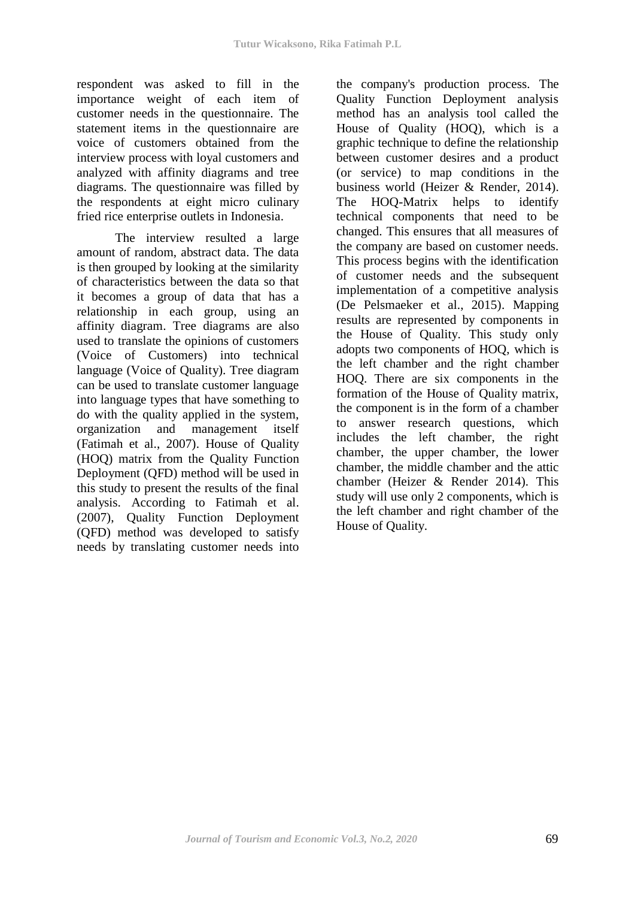respondent was asked to fill in the importance weight of each item of customer needs in the questionnaire. The statement items in the questionnaire are voice of customers obtained from the interview process with loyal customers and analyzed with affinity diagrams and tree diagrams. The questionnaire was filled by the respondents at eight micro culinary fried rice enterprise outlets in Indonesia.

The interview resulted a large amount of random, abstract data. The data is then grouped by looking at the similarity of characteristics between the data so that it becomes a group of data that has a relationship in each group, using an affinity diagram. Tree diagrams are also used to translate the opinions of customers (Voice of Customers) into technical language (Voice of Quality). Tree diagram can be used to translate customer language into language types that have something to do with the quality applied in the system, organization and management itself (Fatimah et al., 2007). House of Quality (HOQ) matrix from the Quality Function Deployment (QFD) method will be used in this study to present the results of the final analysis. According to Fatimah et al. (2007), Quality Function Deployment (QFD) method was developed to satisfy needs by translating customer needs into the company's production process. The Quality Function Deployment analysis method has an analysis tool called the House of Quality (HOQ), which is a graphic technique to define the relationship between customer desires and a product (or service) to map conditions in the business world (Heizer & Render, 2014). The HOQ-Matrix helps to identify technical components that need to be changed. This ensures that all measures of the company are based on customer needs. This process begins with the identification of customer needs and the subsequent implementation of a competitive analysis (De Pelsmaeker et al., 2015). Mapping results are represented by components in the House of Quality. This study only adopts two components of HOQ, which is the left chamber and the right chamber HOQ. There are six components in the formation of the House of Quality matrix, the component is in the form of a chamber to answer research questions, which includes the left chamber, the right chamber, the upper chamber, the lower chamber, the middle chamber and the attic chamber (Heizer & Render 2014). This study will use only 2 components, which is the left chamber and right chamber of the House of Quality.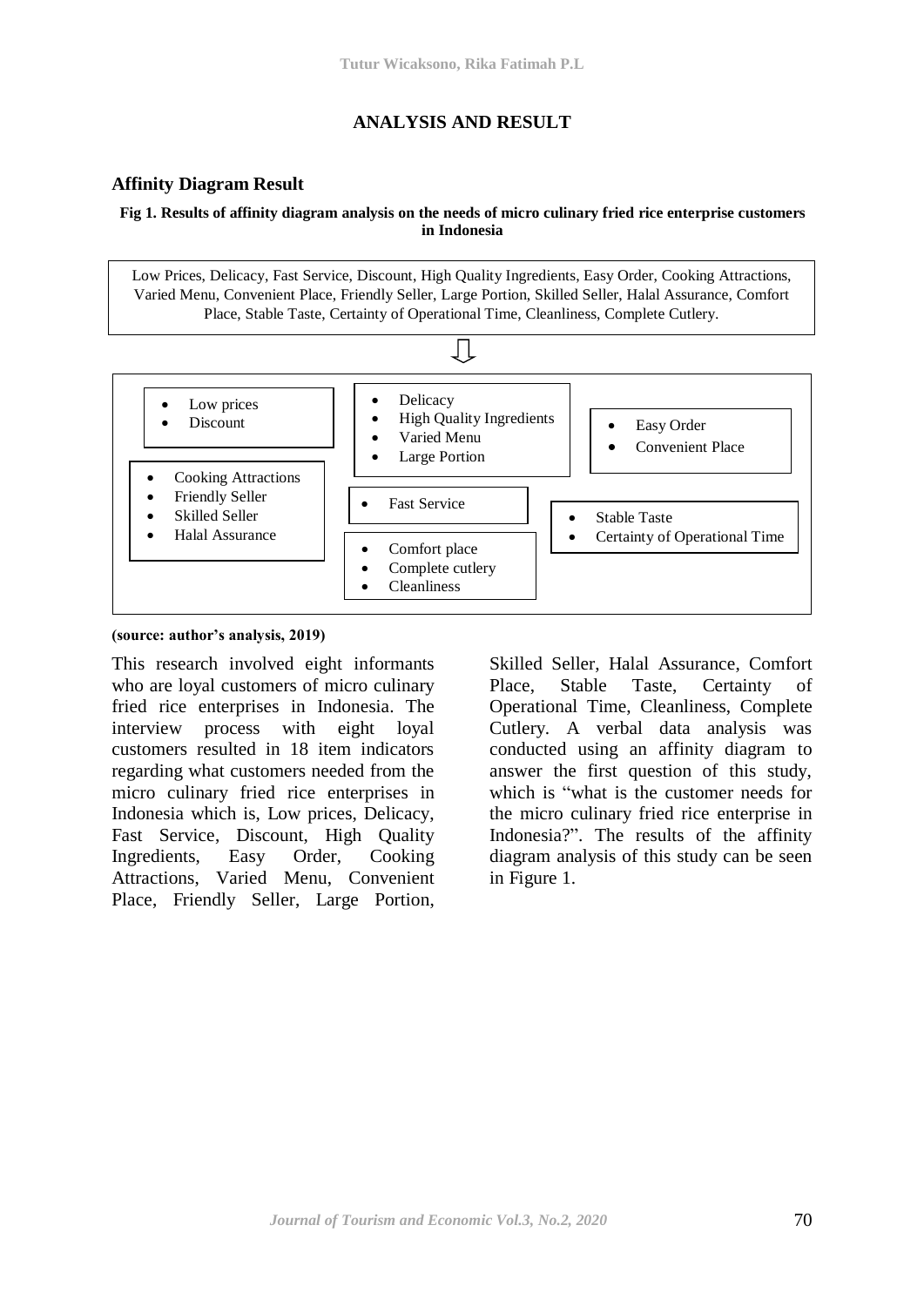## ANALYSIS AND RESULT

### Affinity Diagram Result

**Fig 1. Results of affinity diagram analysis on the needs of micro culinary fried rice enterprise customers in Indonesia**

Low Prices, Delicacy, Fast Service, Discount, High Quality Ingredients, Easy Order, Cooking Attractions, Varied Menu, Convenient Place, Friendly Seller, Large Portion, Skilled Seller, Halal Assurance, Comfort Place, Stable Taste, Certainty of Operational Time, Cleanliness, Complete Cutlery.

⇩

- Low prices
- Discount

---

- Delicacy
- High Quality Ingredients
- Varied Menu
- Large Portion

---

- Easy Order
- Convenient Place

---

- Cooking Attractions
- Friendly Seller
- Skilled Seller
- Halal Assurance

---

- Fast Service

---

- Stable Taste
- Certainty of Operational Time

---

- Comfort place
- Complete cutlery
- Cleanliness

**(source: author's analysis, 2019)**

This research involved eight informants who are loyal customers of micro culinary fried rice enterprises in Indonesia. The interview process with eight loyal customers resulted in 18 item indicators regarding what customers needed from the micro culinary fried rice enterprises in Indonesia which is, Low prices, Delicacy, Fast Service, Discount, High Quality Ingredients, Easy Order, Cooking Attractions, Varied Menu, Convenient Place, Friendly Seller, Large Portion, Skilled Seller, Halal Assurance, Comfort Place, Stable Taste, Certainty of Operational Time, Cleanliness, Complete Cutlery. A verbal data analysis was conducted using an affinity diagram to answer the first question of this study, which is "what is the customer needs for the micro culinary fried rice enterprise in Indonesia?". The results of the affinity diagram analysis of this study can be seen in Figure 1.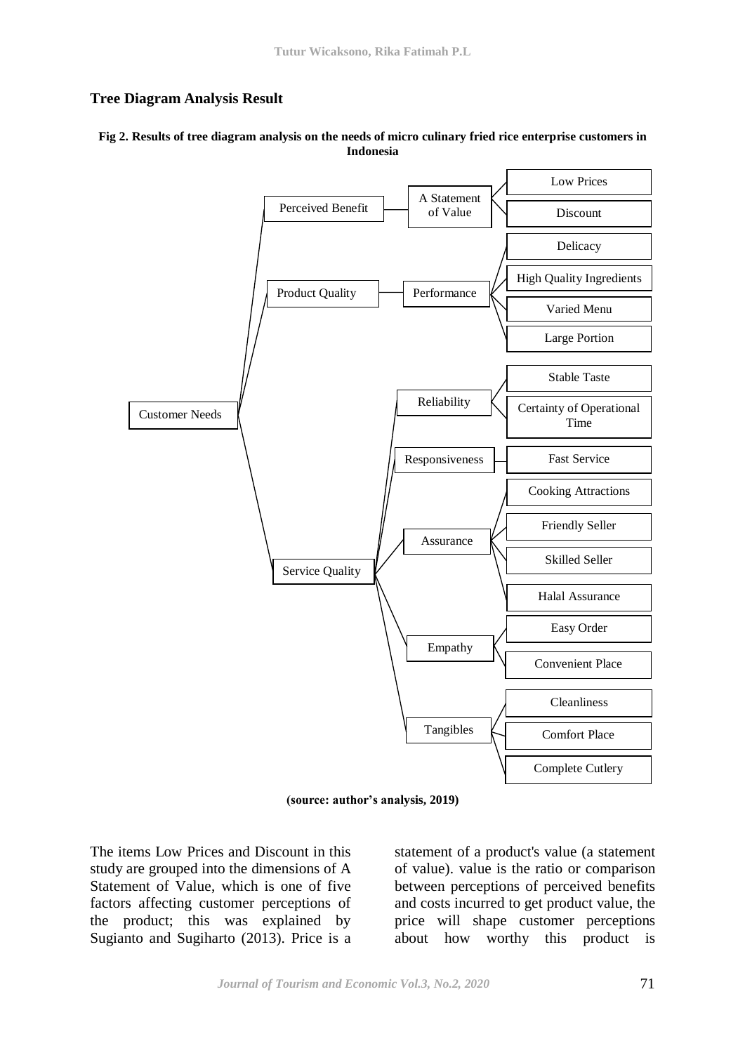## Tree Diagram Analysis Result

**Fig 2. Results of tree diagram analysis on the needs of micro culinary fried rice enterprise customers in Indonesia**

- Customer Needs
  - Perceived Benefit
    - A Statement of Value
      - Low Prices
      - Discount
  - Product Quality
    - Performance
      - Delicacy
      - High Quality Ingredients
      - Varied Menu
      - Large Portion
  - Service Quality
    - Reliability
      - Stable Taste
      - Certainty of Operational Time
    - Responsiveness
      - Fast Service
    - Assurance
      - Cooking Attractions
      - Friendly Seller
      - Skilled Seller
      - Halal Assurance
    - Empathy
      - Easy Order
      - Convenient Place
    - Tangibles
      - Cleanliness
      - Comfort Place
      - Complete Cutlery

**(source: author's analysis, 2019)**

The items Low Prices and Discount in this study are grouped into the dimensions of A Statement of Value, which is one of five factors affecting customer perceptions of the product; this was explained by Sugianto and Sugiharto (2013). Price is a statement of a product's value (a statement of value). value is the ratio or comparison between perceptions of perceived benefits and costs incurred to get product value, the price will shape customer perceptions about how worthy this product is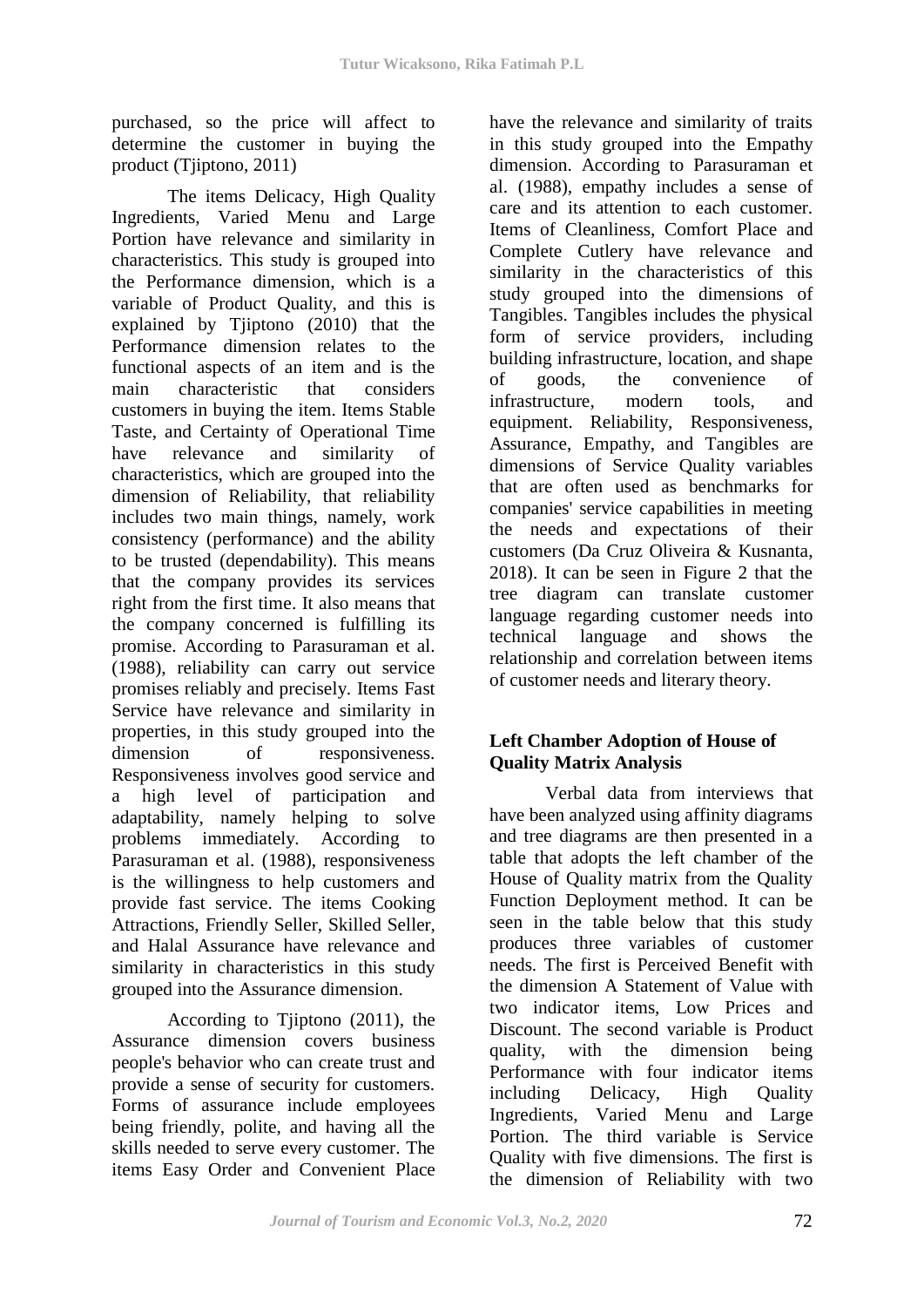purchased, so the price will affect to determine the customer in buying the product (Tjiptono, 2011)

The items Delicacy, High Quality Ingredients, Varied Menu and Large Portion have relevance and similarity in characteristics. This study is grouped into the Performance dimension, which is a variable of Product Quality, and this is explained by Tjiptono (2010) that the Performance dimension relates to the functional aspects of an item and is the main characteristic that considers customers in buying the item. Items Stable Taste, and Certainty of Operational Time have relevance and similarity of characteristics, which are grouped into the dimension of Reliability, that reliability includes two main things, namely, work consistency (performance) and the ability to be trusted (dependability). This means that the company provides its services right from the first time. It also means that the company concerned is fulfilling its promise. According to Parasuraman et al. (1988), reliability can carry out service promises reliably and precisely. Items Fast Service have relevance and similarity in properties, in this study grouped into the dimension of responsiveness. Responsiveness involves good service and a high level of participation and adaptability, namely helping to solve problems immediately. According to Parasuraman et al. (1988), responsiveness is the willingness to help customers and provide fast service. The items Cooking Attractions, Friendly Seller, Skilled Seller, and Halal Assurance have relevance and similarity in characteristics in this study grouped into the Assurance dimension.

According to Tjiptono (2011), the Assurance dimension covers business people's behavior who can create trust and provide a sense of security for customers. Forms of assurance include employees being friendly, polite, and having all the skills needed to serve every customer. The items Easy Order and Convenient Place have the relevance and similarity of traits in this study grouped into the Empathy dimension. According to Parasuraman et al. (1988), empathy includes a sense of care and its attention to each customer. Items of Cleanliness, Comfort Place and Complete Cutlery have relevance and similarity in the characteristics of this study grouped into the dimensions of Tangibles. Tangibles includes the physical form of service providers, including building infrastructure, location, and shape of goods, the convenience of infrastructure, modern tools, and equipment. Reliability, Responsiveness, Assurance, Empathy, and Tangibles are dimensions of Service Quality variables that are often used as benchmarks for companies' service capabilities in meeting the needs and expectations of their customers (Da Cruz Oliveira & Kusnanta, 2018). It can be seen in Figure 2 that the tree diagram can translate customer language regarding customer needs into technical language and shows the relationship and correlation between items of customer needs and literary theory.

**Left Chamber Adoption of House of Quality Matrix Analysis**

Verbal data from interviews that have been analyzed using affinity diagrams and tree diagrams are then presented in a table that adopts the left chamber of the House of Quality matrix from the Quality Function Deployment method. It can be seen in the table below that this study produces three variables of customer needs. The first is Perceived Benefit with the dimension A Statement of Value with two indicator items, Low Prices and Discount. The second variable is Product quality, with the dimension being Performance with four indicator items including Delicacy, High Quality Ingredients, Varied Menu and Large Portion. The third variable is Service Quality with five dimensions. The first is the dimension of Reliability with two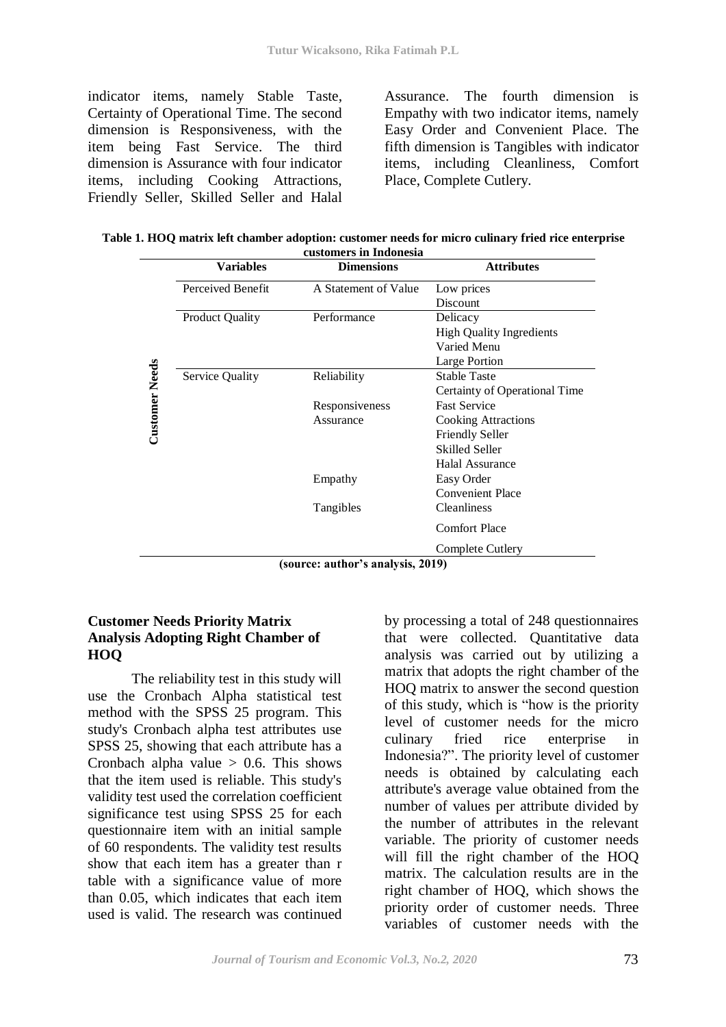indicator items, namely Stable Taste, Certainty of Operational Time. The second dimension is Responsiveness, with the item being Fast Service. The third dimension is Assurance with four indicator items, including Cooking Attractions, Friendly Seller, Skilled Seller and Halal Assurance. The fourth dimension is Empathy with two indicator items, namely Easy Order and Convenient Place. The fifth dimension is Tangibles with indicator items, including Cleanliness, Comfort Place, Complete Cutlery.

**Table 1. HOQ matrix left chamber adoption: customer needs for micro culinary fried rice enterprise customers in Indonesia**

| | Variables | Dimensions | Attributes |
|---|---|---|---|
| Customer Needs | Perceived Benefit | A Statement of Value | Low prices |
| | | | Discount |
| | Product Quality | Performance | Delicacy |
| | | | High Quality Ingredients |
| | | | Varied Menu |
| | | | Large Portion |
| | Service Quality | Reliability | Stable Taste |
| | | | Certainty of Operational Time |
| | | Responsiveness | Fast Service |
| | | Assurance | Cooking Attractions |
| | | | Friendly Seller |
| | | | Skilled Seller |
| | | | Halal Assurance |
| | | Empathy | Easy Order |
| | | | Convenient Place |
| | | Tangibles | Cleanliness |
| | | | Comfort Place |
| | | | Complete Cutlery |

**(source: author's analysis, 2019)**

### Customer Needs Priority Matrix Analysis Adopting Right Chamber of HOQ

The reliability test in this study will use the Cronbach Alpha statistical test method with the SPSS 25 program. This study's Cronbach alpha test attributes use SPSS 25, showing that each attribute has a Cronbach alpha value $> 0.6$. This shows that the item used is reliable. This study's validity test used the correlation coefficient significance test using SPSS 25 for each questionnaire item with an initial sample of 60 respondents. The validity test results show that each item has a greater than r table with a significance value of more than 0.05, which indicates that each item used is valid. The research was continued by processing a total of 248 questionnaires that were collected. Quantitative data analysis was carried out by utilizing a matrix that adopts the right chamber of the HOQ matrix to answer the second question of this study, which is "how is the priority level of customer needs for the micro culinary fried rice enterprise in Indonesia?". The priority level of customer needs is obtained by calculating each attribute's average value obtained from the number of values per attribute divided by the number of attributes in the relevant variable. The priority of customer needs will fill the right chamber of the HOQ matrix. The calculation results are in the right chamber of HOQ, which shows the priority order of customer needs. Three variables of customer needs with the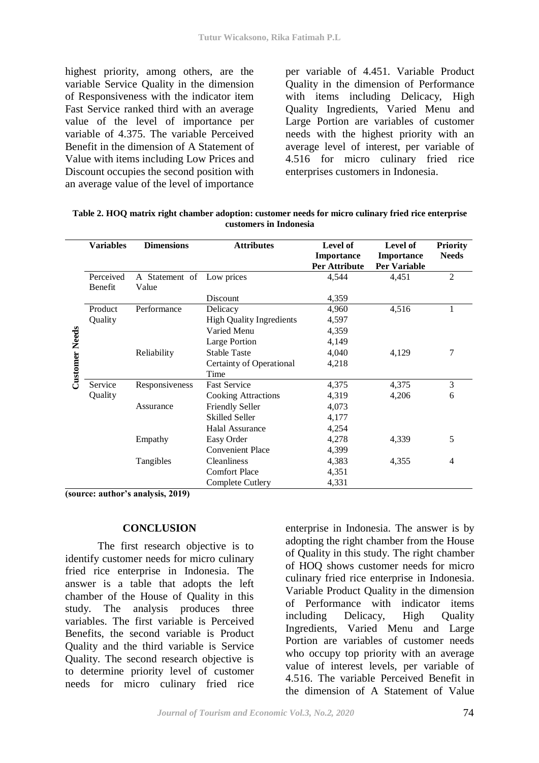highest priority, among others, are the variable Service Quality in the dimension of Responsiveness with the indicator item Fast Service ranked third with an average value of the level of importance per variable of 4.375. The variable Perceived Benefit in the dimension of A Statement of Value with items including Low Prices and Discount occupies the second position with an average value of the level of importance per variable of 4.451. Variable Product Quality in the dimension of Performance with items including Delicacy, High Quality Ingredients, Varied Menu and Large Portion are variables of customer needs with the highest priority with an average level of interest, per variable of 4.516 for micro culinary fried rice enterprises customers in Indonesia.

**Table 2. HOQ matrix right chamber adoption: customer needs for micro culinary fried rice enterprise customers in Indonesia**

| | Variables | Dimensions | Attributes | Level of Importance Per Attribute | Level of Importance Per Variable | Priority Needs |
|---|---|---|---|---|---|---|
| Customer Needs | Perceived Benefit | A Statement of Value | Low prices | 4,544 | 4,451 | 2 |
| | | | Discount | 4,359 | | |
| | Product Quality | Performance | Delicacy | 4,960 | 4,516 | 1 |
| | | | High Quality Ingredients | 4,597 | | |
| | | | Varied Menu | 4,359 | | |
| | | | Large Portion | 4,149 | | |
| | | Reliability | Stable Taste | 4,040 | 4,129 | 7 |
| | | | Certainty of Operational Time | 4,218 | | |
| | Service Quality | Responsiveness | Fast Service | 4,375 | 4,375 | 3 |
| | | | Cooking Attractions | 4,319 | 4,206 | 6 |
| | | Assurance | Friendly Seller | 4,073 | | |
| | | | Skilled Seller | 4,177 | | |
| | | | Halal Assurance | 4,254 | | |
| | | Empathy | Easy Order | 4,278 | 4,339 | 5 |
| | | | Convenient Place | 4,399 | | |
| | | Tangibles | Cleanliness | 4,383 | 4,355 | 4 |
| | | | Comfort Place | 4,351 | | |
| | | | Complete Cutlery | 4,331 | | |

**(source: author's analysis, 2019)**

## CONCLUSION

The first research objective is to identify customer needs for micro culinary fried rice enterprise in Indonesia. The answer is a table that adopts the left chamber of the House of Quality in this study. The analysis produces three variables. The first variable is Perceived Benefits, the second variable is Product Quality and the third variable is Service Quality. The second research objective is to determine priority level of customer needs for micro culinary fried rice enterprise in Indonesia. The answer is by adopting the right chamber from the House of Quality in this study. The right chamber of HOQ shows customer needs for micro culinary fried rice enterprise in Indonesia. Variable Product Quality in the dimension of Performance with indicator items including Delicacy, High Quality Ingredients, Varied Menu and Large Portion are variables of customer needs who occupy top priority with an average value of interest levels, per variable of 4.516. The variable Perceived Benefit in the dimension of A Statement of Value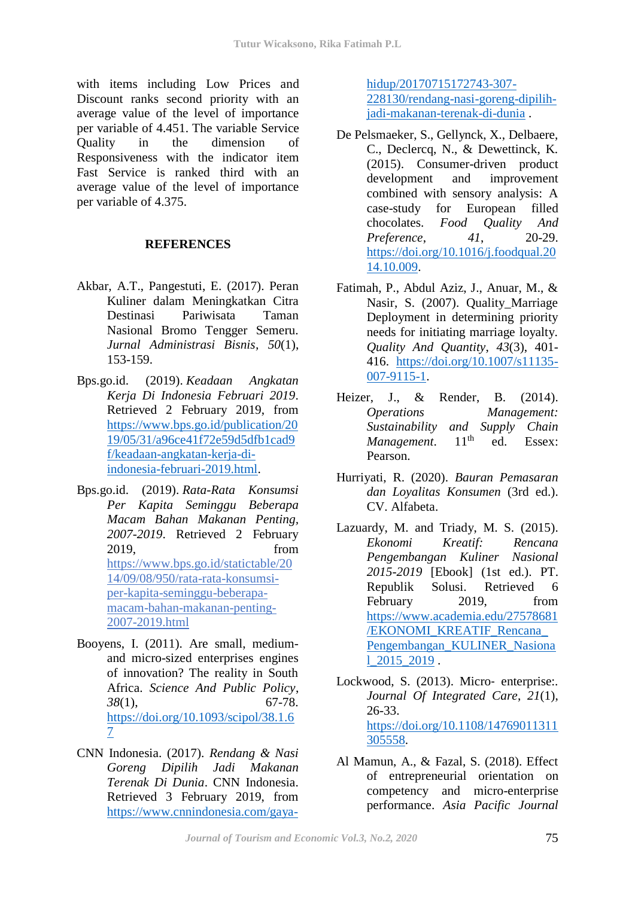with items including Low Prices and Discount ranks second priority with an average value of the level of importance per variable of 4.451. The variable Service Quality in the dimension of Responsiveness with the indicator item Fast Service is ranked third with an average value of the level of importance per variable of 4.375.

## REFERENCES

Akbar, A.T., Pangestuti, E. (2017). Peran Kuliner dalam Meningkatkan Citra Destinasi Pariwisata Taman Nasional Bromo Tengger Semeru. *Jurnal Administrasi Bisnis*, *50*(1), 153-159.

Bps.go.id. (2019). *Keadaan Angkatan Kerja Di Indonesia Februari 2019*. Retrieved 2 February 2019, from https://www.bps.go.id/publication/2019/05/31/a96ce41f72e59d5dfb1cad9f/keadaan-angkatan-kerja-di-indonesia-februari-2019.html.

Bps.go.id. (2019). *Rata-Rata Konsumsi Per Kapita Seminggu Beberapa Macam Bahan Makanan Penting, 2007-2019*. Retrieved 2 February 2019, from https://www.bps.go.id/statictable/2014/09/08/950/rata-rata-konsumsi-per-kapita-seminggu-beberapa-macam-bahan-makanan-penting-2007-2019.html

Booyens, I. (2011). Are small, medium- and micro-sized enterprises engines of innovation? The reality in South Africa. *Science And Public Policy*, *38*(1), 67-78. https://doi.org/10.1093/scipol/38.1.67

CNN Indonesia. (2017). *Rendang & Nasi Goreng Dipilih Jadi Makanan Terenak Di Dunia*. CNN Indonesia. Retrieved 3 February 2019, from https://www.cnnindonesia.com/gaya-hidup/20170715172743-307-228130/rendang-nasi-goreng-dipilih-jadi-makanan-terenak-di-dunia .

De Pelsmaeker, S., Gellynck, X., Delbaere, C., Declercq, N., & Dewettinck, K. (2015). Consumer-driven product development and improvement combined with sensory analysis: A case-study for European filled chocolates. *Food Quality And Preference*, *41*, 20-29. https://doi.org/10.1016/j.foodqual.2014.10.009.

Fatimah, P., Abdul Aziz, J., Anuar, M., & Nasir, S. (2007). Quality_Marriage Deployment in determining priority needs for initiating marriage loyalty. *Quality And Quantity*, *43*(3), 401-416. https://doi.org/10.1007/s11135-007-9115-1.

Heizer, J., & Render, B. (2014). *Operations Management: Sustainability and Supply Chain Management*. 11th ed. Essex: Pearson.

Hurriyati, R. (2020). *Bauran Pemasaran dan Loyalitas Konsumen* (3rd ed.). CV. Alfabeta.

Lazuardy, M. and Triady, M. S. (2015). *Ekonomi Kreatif: Rencana Pengembangan Kuliner Nasional 2015-2019* [Ebook] (1st ed.). PT. Republik Solusi. Retrieved 6 February 2019, from https://www.academia.edu/27578681/EKONOMI_KREATIF_Rencana_Pengembangan_KULINER_Nasional_2015_2019 .

Lockwood, S. (2013). Micro- enterprise:. *Journal Of Integrated Care*, *21*(1), 26-33. https://doi.org/10.1108/14769011311305558.

Al Mamun, A., & Fazal, S. (2018). Effect of entrepreneurial orientation on competency and micro-enterprise performance. *Asia Pacific Journal*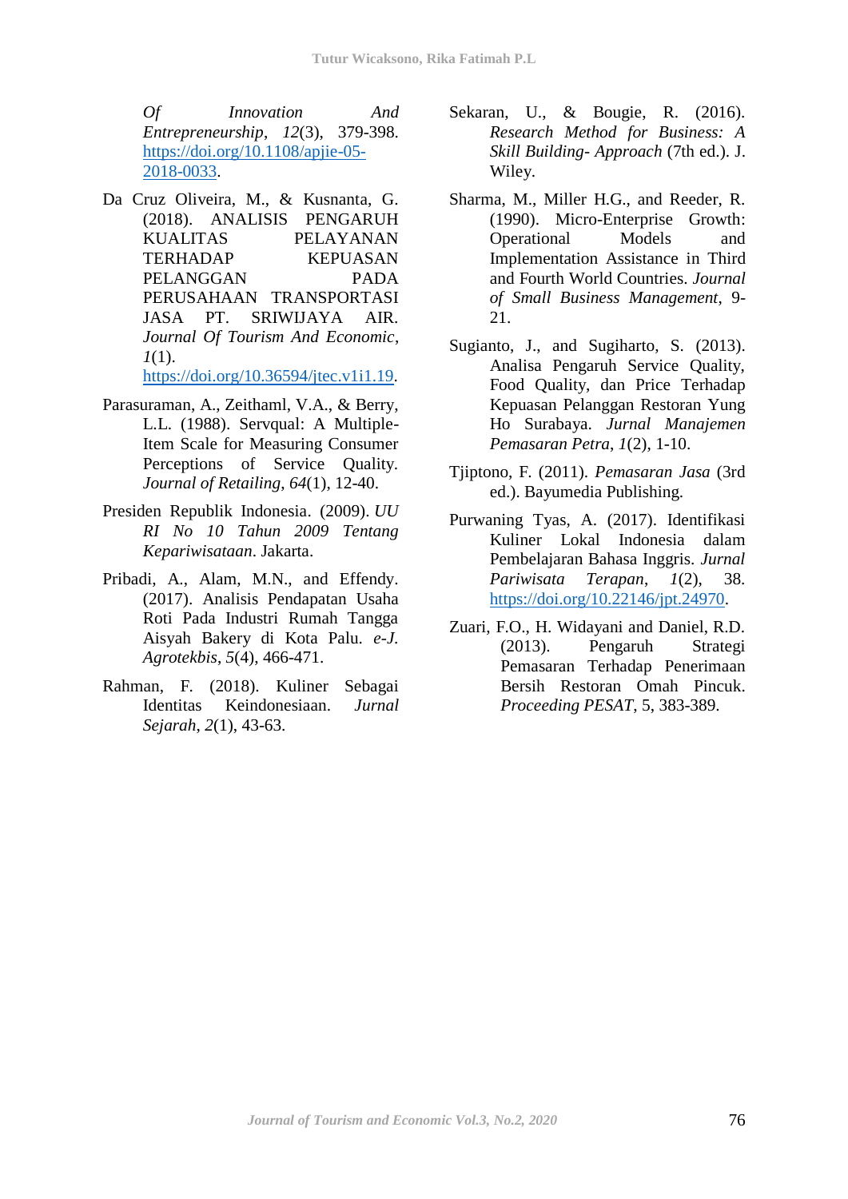*Of Innovation And Entrepreneurship*, *12*(3), 379-398. https://doi.org/10.1108/apjie-05-2018-0033.

Da Cruz Oliveira, M., & Kusnanta, G. (2018). ANALISIS PENGARUH KUALITAS PELAYANAN TERHADAP KEPUASAN PELANGGAN PADA PERUSAHAAN TRANSPORTASI JASA PT. SRIWIJAYA AIR. *Journal Of Tourism And Economic*, *1*(1). https://doi.org/10.36594/jtec.v1i1.19.

Parasuraman, A., Zeithaml, V.A., & Berry, L.L. (1988). Servqual: A Multiple-Item Scale for Measuring Consumer Perceptions of Service Quality. *Journal of Retailing*, *64*(1), 12-40.

Presiden Republik Indonesia. (2009). *UU RI No 10 Tahun 2009 Tentang Kepariwisataan*. Jakarta.

Pribadi, A., Alam, M.N., and Effendy. (2017). Analisis Pendapatan Usaha Roti Pada Industri Rumah Tangga Aisyah Bakery di Kota Palu. *e-J. Agrotekbis*, *5*(4), 466-471.

Rahman, F. (2018). Kuliner Sebagai Identitas Keindonesiaan. *Jurnal Sejarah*, *2*(1), 43-63.

Sekaran, U., & Bougie, R. (2016). *Research Method for Business: A Skill Building- Approach* (7th ed.). J. Wiley.

Sharma, M., Miller H.G., and Reeder, R. (1990). Micro-Enterprise Growth: Operational Models and Implementation Assistance in Third and Fourth World Countries. *Journal of Small Business Management*, 9-21.

Sugianto, J., and Sugiharto, S. (2013). Analisa Pengaruh Service Quality, Food Quality, dan Price Terhadap Kepuasan Pelanggan Restoran Yung Ho Surabaya. *Jurnal Manajemen Pemasaran Petra*, *1*(2), 1-10.

Tjiptono, F. (2011). *Pemasaran Jasa* (3rd ed.). Bayumedia Publishing.

Purwaning Tyas, A. (2017). Identifikasi Kuliner Lokal Indonesia dalam Pembelajaran Bahasa Inggris. *Jurnal Pariwisata Terapan*, *1*(2), 38. https://doi.org/10.22146/jpt.24970.

Zuari, F.O., H. Widayani and Daniel, R.D. (2013). Pengaruh Strategi Pemasaran Terhadap Penerimaan Bersih Restoran Omah Pincuk. *Proceeding PESAT*, 5, 383-389.